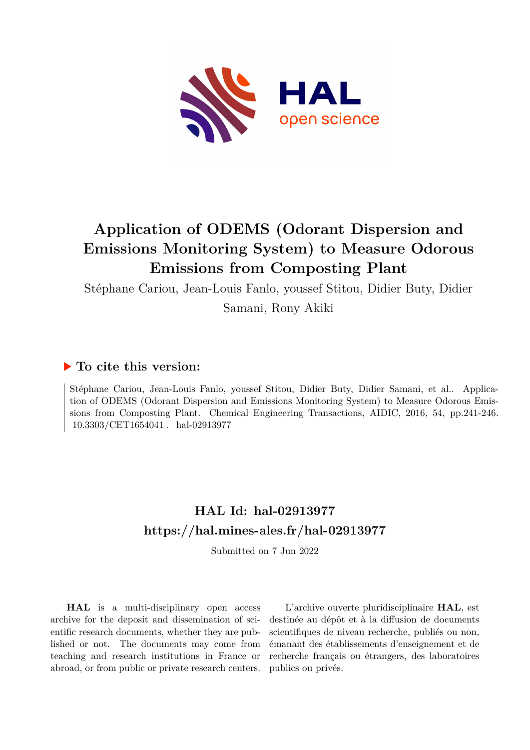# Application of ODEMS (Odorant Dispersion and Emissions Monitoring System) to Measure Odorous Emissions from Composting Plant

Stéphane Cariou, Jean-Louis Fanlo, youssef Stitou, Didier Buty, Didier Samani, Rony Akiki

## ▶ To cite this version:

Stéphane Cariou, Jean-Louis Fanlo, youssef Stitou, Didier Buty, Didier Samani, et al.. Application of ODEMS (Odorant Dispersion and Emissions Monitoring System) to Measure Odorous Emissions from Composting Plant. Chemical Engineering Transactions, AIDIC, 2016, 54, pp.241-246. 10.3303/CET1654041 . hal-02913977

## HAL Id: hal-02913977

## https://hal.mines-ales.fr/hal-02913977

Submitted on 7 Jun 2022

**HAL** is a multi-disciplinary open access archive for the deposit and dissemination of scientific research documents, whether they are published or not. The documents may come from teaching and research institutions in France or abroad, or from public or private research centers.

L'archive ouverte pluridisciplinaire **HAL**, est destinée au dépôt et à la diffusion de documents scientifiques de niveau recherche, publiés ou non, émanant des établissements d'enseignement et de recherche français ou étrangers, des laboratoires publics ou privés.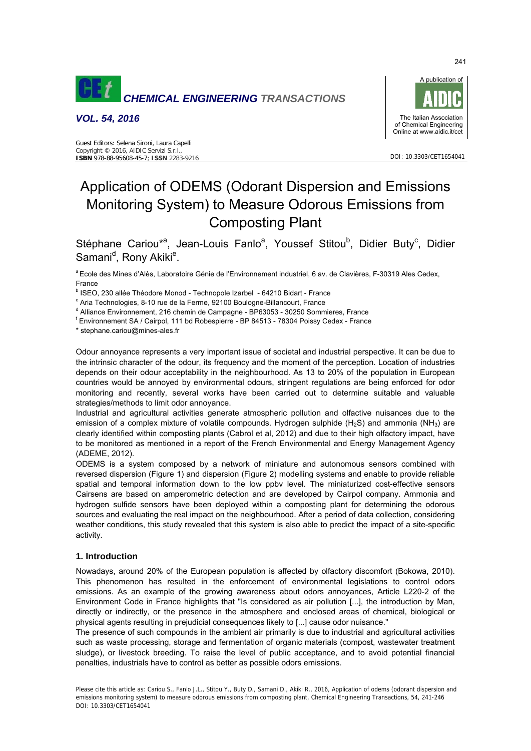# Application of ODEMS (Odorant Dispersion and Emissions Monitoring System) to Measure Odorous Emissions from Composting Plant

Stéphane Cariou*[a], Jean-Louis Fanlo[a], Youssef Stitou[b], Didier Buty[c], Didier Samani[d], Rony Akiki[e].

[a] Ecole des Mines d'Alès, Laboratoire Génie de l'Environnement industriel, 6 av. de Clavières, F-30319 Ales Cedex, France

[b] ISEO, 230 allée Théodore Monod - Technopole Izarbel - 64210 Bidart - France

[c] Aria Technologies, 8-10 rue de la Ferme, 92100 Boulogne-Billancourt, France

[d] Alliance Environnement, 216 chemin de Campagne - BP63053 - 30250 Sommieres, France

[f] Environnement SA / Cairpol, 111 bd Robespierre - BP 84513 - 78304 Poissy Cedex - France

\* stephane.cariou@mines-ales.fr

Odour annoyance represents a very important issue of societal and industrial perspective. It can be due to the intrinsic character of the odour, its frequency and the moment of the perception. Location of industries depends on their odour acceptability in the neighbourhood. As 13 to 20% of the population in European countries would be annoyed by environmental odours, stringent regulations are being enforced for odor monitoring and recently, several works have been carried out to determine suitable and valuable strategies/methods to limit odor annoyance.

Industrial and agricultural activities generate atmospheric pollution and olfactive nuisances due to the emission of a complex mixture of volatile compounds. Hydrogen sulphide ($H_2S$) and ammonia ($NH_3$) are clearly identified within composting plants (Cabrol et al, 2012) and due to their high olfactory impact, have to be monitored as mentioned in a report of the French Environmental and Energy Management Agency (ADEME, 2012).

ODEMS is a system composed by a network of miniature and autonomous sensors combined with reversed dispersion (Figure 1) and dispersion (Figure 2) modelling systems and enable to provide reliable spatial and temporal information down to the low ppbv level. The miniaturized cost-effective sensors Cairsens are based on amperometric detection and are developed by Cairpol company. Ammonia and hydrogen sulfide sensors have been deployed within a composting plant for determining the odorous sources and evaluating the real impact on the neighbourhood. After a period of data collection, considering weather conditions, this study revealed that this system is also able to predict the impact of a site-specific activity.

## 1. Introduction

Nowadays, around 20% of the European population is affected by olfactory discomfort (Bokowa, 2010). This phenomenon has resulted in the enforcement of environmental legislations to control odors emissions. As an example of the growing awareness about odors annoyances, Article L220-2 of the Environment Code in France highlights that "Is considered as air pollution [...], the introduction by Man, directly or indirectly, or the presence in the atmosphere and enclosed areas of chemical, biological or physical agents resulting in prejudicial consequences likely to [...] cause odor nuisance."

The presence of such compounds in the ambient air primarily is due to industrial and agricultural activities such as waste processing, storage and fermentation of organic materials (compost, wastewater treatment sludge), or livestock breeding. To raise the level of public acceptance, and to avoid potential financial penalties, industrials have to control as better as possible odors emissions.

Please cite this article as: Cariou S., Fanlo J.L., Stitou Y., Buty D., Samani D., Akiki R., 2016, Application of odems (odorant dispersion and emissions monitoring system) to measure odorous emissions from composting plant, Chemical Engineering Transactions, 54, 241-246 DOI: 10.3303/CET1654041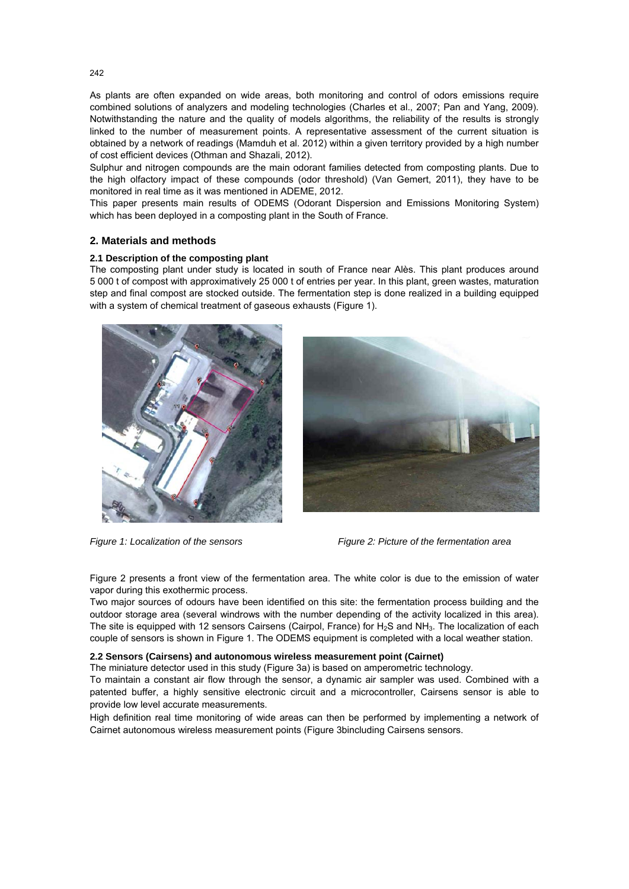As plants are often expanded on wide areas, both monitoring and control of odors emissions require combined solutions of analyzers and modeling technologies (Charles et al., 2007; Pan and Yang, 2009). Notwithstanding the nature and the quality of models algorithms, the reliability of the results is strongly linked to the number of measurement points. A representative assessment of the current situation is obtained by a network of readings (Mamduh et al. 2012) within a given territory provided by a high number of cost efficient devices (Othman and Shazali, 2012).

Sulphur and nitrogen compounds are the main odorant families detected from composting plants. Due to the high olfactory impact of these compounds (odor threshold) (Van Gemert, 2011), they have to be monitored in real time as it was mentioned in ADEME, 2012.

This paper presents main results of ODEMS (Odorant Dispersion and Emissions Monitoring System) which has been deployed in a composting plant in the South of France.

## 2. Materials and methods

### 2.1 Description of the composting plant

The composting plant under study is located in south of France near Alès. This plant produces around 5 000 t of compost with approximatively 25 000 t of entries per year. In this plant, green wastes, maturation step and final compost are stocked outside. The fermentation step is done realized in a building equipped with a system of chemical treatment of gaseous exhausts (Figure 1).

*Figure 1: Localization of the sensors*

*Figure 2: Picture of the fermentation area*

Figure 2 presents a front view of the fermentation area. The white color is due to the emission of water vapor during this exothermic process.

Two major sources of odours have been identified on this site: the fermentation process building and the outdoor storage area (several windrows with the number depending of the activity localized in this area). The site is equipped with 12 sensors Cairsens (Cairpol, France) for $H_2S$ and $NH_3$. The localization of each couple of sensors is shown in Figure 1. The ODEMS equipment is completed with a local weather station.

### 2.2 Sensors (Cairsens) and autonomous wireless measurement point (Cairnet)

The miniature detector used in this study (Figure 3a) is based on amperometric technology.

To maintain a constant air flow through the sensor, a dynamic air sampler was used. Combined with a patented buffer, a highly sensitive electronic circuit and a microcontroller, Cairsens sensor is able to provide low level accurate measurements.

High definition real time monitoring of wide areas can then be performed by implementing a network of Cairnet autonomous wireless measurement points (Figure 3bincluding Cairsens sensors.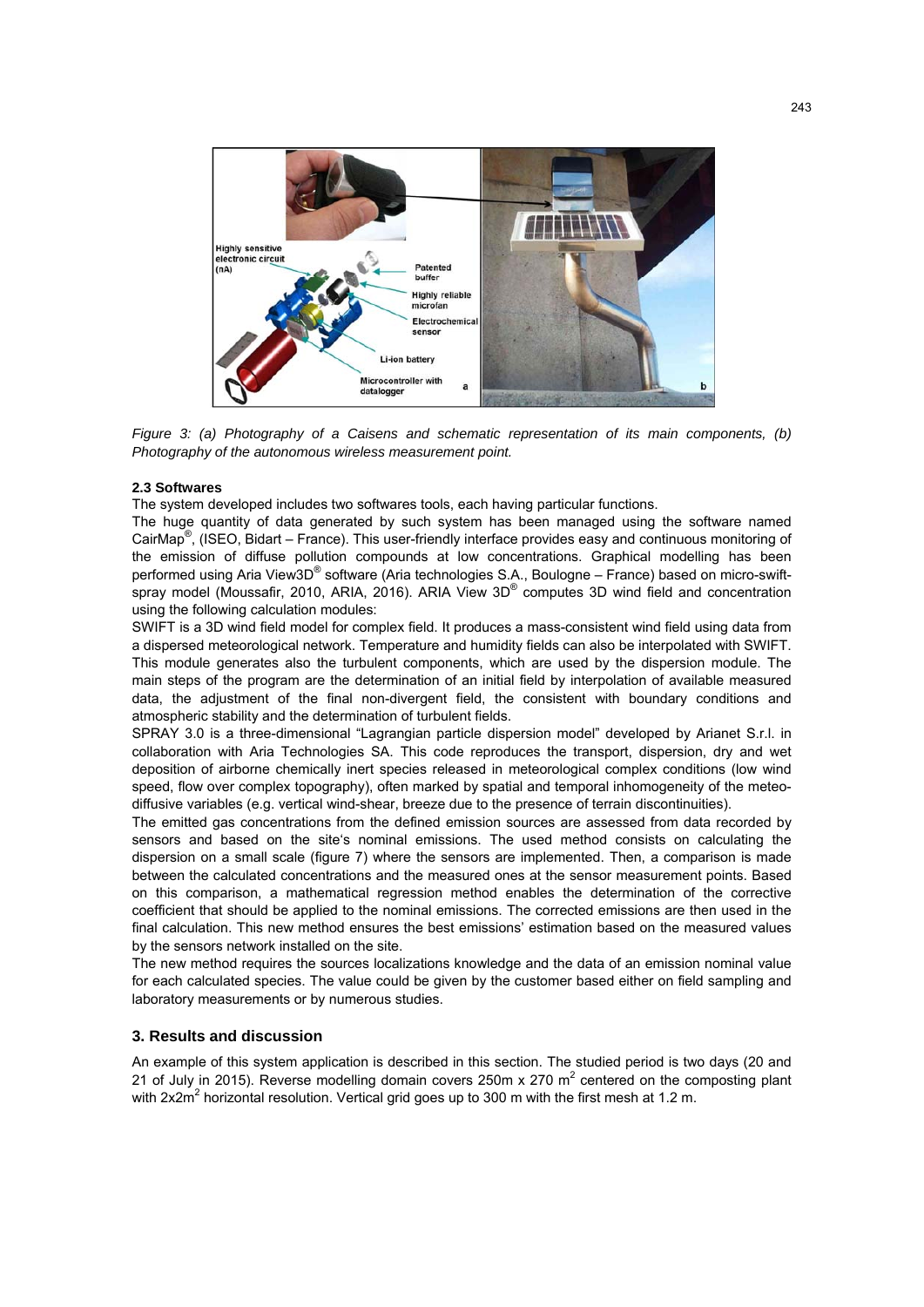*Figure 3: (a) Photography of a Caisens and schematic representation of its main components, (b) Photography of the autonomous wireless measurement point.*

### 2.3 Softwares

The system developed includes two softwares tools, each having particular functions.

The huge quantity of data generated by such system has been managed using the software named CairMap®, (ISEO, Bidart – France). This user-friendly interface provides easy and continuous monitoring of the emission of diffuse pollution compounds at low concentrations. Graphical modelling has been performed using Aria View3D® software (Aria technologies S.A., Boulogne – France) based on micro-swift-spray model (Moussafir, 2010, ARIA, 2016). ARIA View 3D® computes 3D wind field and concentration using the following calculation modules:

SWIFT is a 3D wind field model for complex field. It produces a mass-consistent wind field using data from a dispersed meteorological network. Temperature and humidity fields can also be interpolated with SWIFT. This module generates also the turbulent components, which are used by the dispersion module. The main steps of the program are the determination of an initial field by interpolation of available measured data, the adjustment of the final non-divergent field, the consistent with boundary conditions and atmospheric stability and the determination of turbulent fields.

SPRAY 3.0 is a three-dimensional “Lagrangian particle dispersion model” developed by Arianet S.r.l. in collaboration with Aria Technologies SA. This code reproduces the transport, dispersion, dry and wet deposition of airborne chemically inert species released in meteorological complex conditions (low wind speed, flow over complex topography), often marked by spatial and temporal inhomogeneity of the meteo-diffusive variables (e.g. vertical wind-shear, breeze due to the presence of terrain discontinuities).

The emitted gas concentrations from the defined emission sources are assessed from data recorded by sensors and based on the site‘s nominal emissions. The used method consists on calculating the dispersion on a small scale (figure 7) where the sensors are implemented. Then, a comparison is made between the calculated concentrations and the measured ones at the sensor measurement points. Based on this comparison, a mathematical regression method enables the determination of the corrective coefficient that should be applied to the nominal emissions. The corrected emissions are then used in the final calculation. This new method ensures the best emissions’ estimation based on the measured values by the sensors network installed on the site.

The new method requires the sources localizations knowledge and the data of an emission nominal value for each calculated species. The value could be given by the customer based either on field sampling and laboratory measurements or by numerous studies.

## 3. Results and discussion

An example of this system application is described in this section. The studied period is two days (20 and 21 of July in 2015). Reverse modelling domain covers 250m x 270 $m^2$ centered on the composting plant with 2x2$m^2$ horizontal resolution. Vertical grid goes up to 300 m with the first mesh at 1.2 m.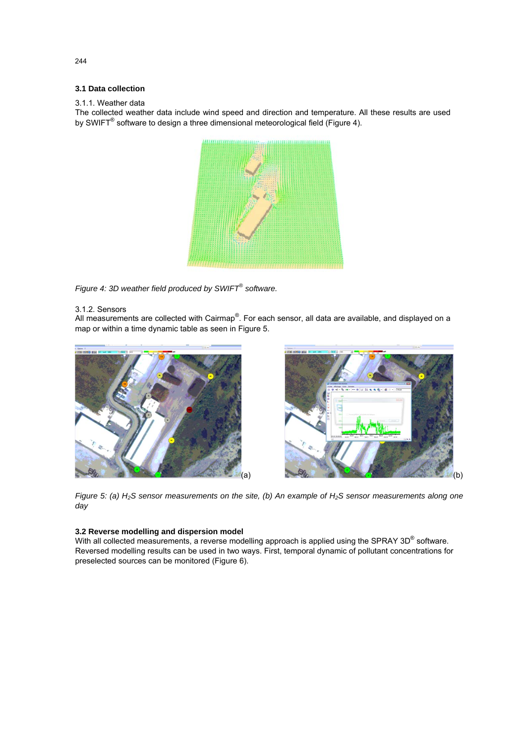## 3.1 Data collection

3.1.1. Weather data

The collected weather data include wind speed and direction and temperature. All these results are used by SWIFT® software to design a three dimensional meteorological field (Figure 4).

*Figure 4: 3D weather field produced by SWIFT® software.*

3.1.2. Sensors

All measurements are collected with Cairmap®. For each sensor, all data are available, and displayed on a map or within a time dynamic table as seen in Figure 5.

(a) (b)

*Figure 5: (a) $H_2S$ sensor measurements on the site, (b) An example of $H_2S$ sensor measurements along one day*

## 3.2 Reverse modelling and dispersion model

With all collected measurements, a reverse modelling approach is applied using the SPRAY 3D® software. Reversed modelling results can be used in two ways. First, temporal dynamic of pollutant concentrations for preselected sources can be monitored (Figure 6).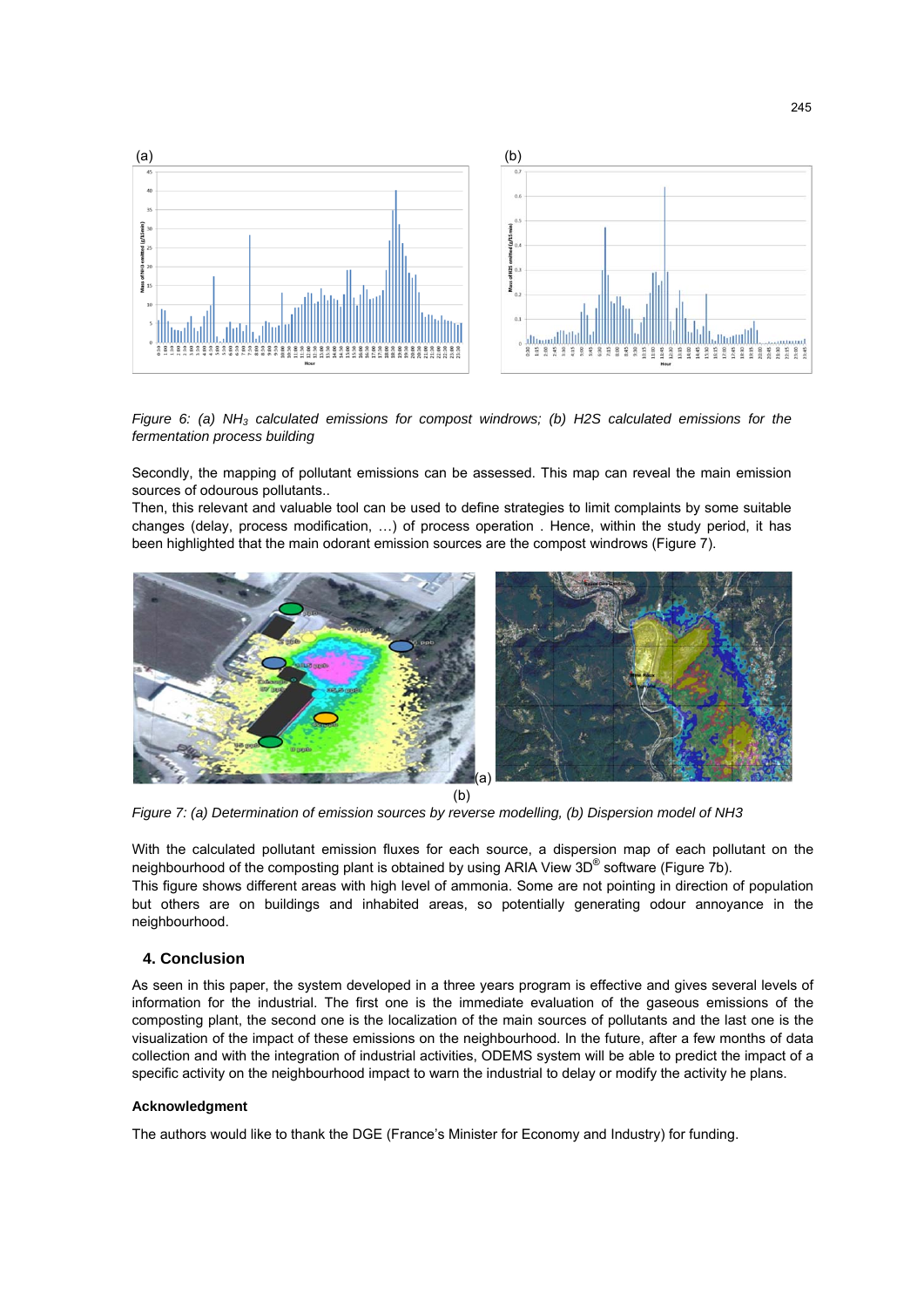*Figure 6: (a) $NH_3$ calculated emissions for compost windrows; (b) H2S calculated emissions for the fermentation process building*

Secondly, the mapping of pollutant emissions can be assessed. This map can reveal the main emission sources of odourous pollutants..

Then, this relevant and valuable tool can be used to define strategies to limit complaints by some suitable changes (delay, process modification, …) of process operation . Hence, within the study period, it has been highlighted that the main odorant emission sources are the compost windrows (Figure 7).

*Figure 7: (a) Determination of emission sources by reverse modelling, (b) Dispersion model of NH3*

With the calculated pollutant emission fluxes for each source, a dispersion map of each pollutant on the neighbourhood of the composting plant is obtained by using ARIA View 3D® software (Figure 7b).

This figure shows different areas with high level of ammonia. Some are not pointing in direction of population but others are on buildings and inhabited areas, so potentially generating odour annoyance in the neighbourhood.

## 4. Conclusion

As seen in this paper, the system developed in a three years program is effective and gives several levels of information for the industrial. The first one is the immediate evaluation of the gaseous emissions of the composting plant, the second one is the localization of the main sources of pollutants and the last one is the visualization of the impact of these emissions on the neighbourhood. In the future, after a few months of data collection and with the integration of industrial activities, ODEMS system will be able to predict the impact of a specific activity on the neighbourhood impact to warn the industrial to delay or modify the activity he plans.

### Acknowledgment

The authors would like to thank the DGE (France's Minister for Economy and Industry) for funding.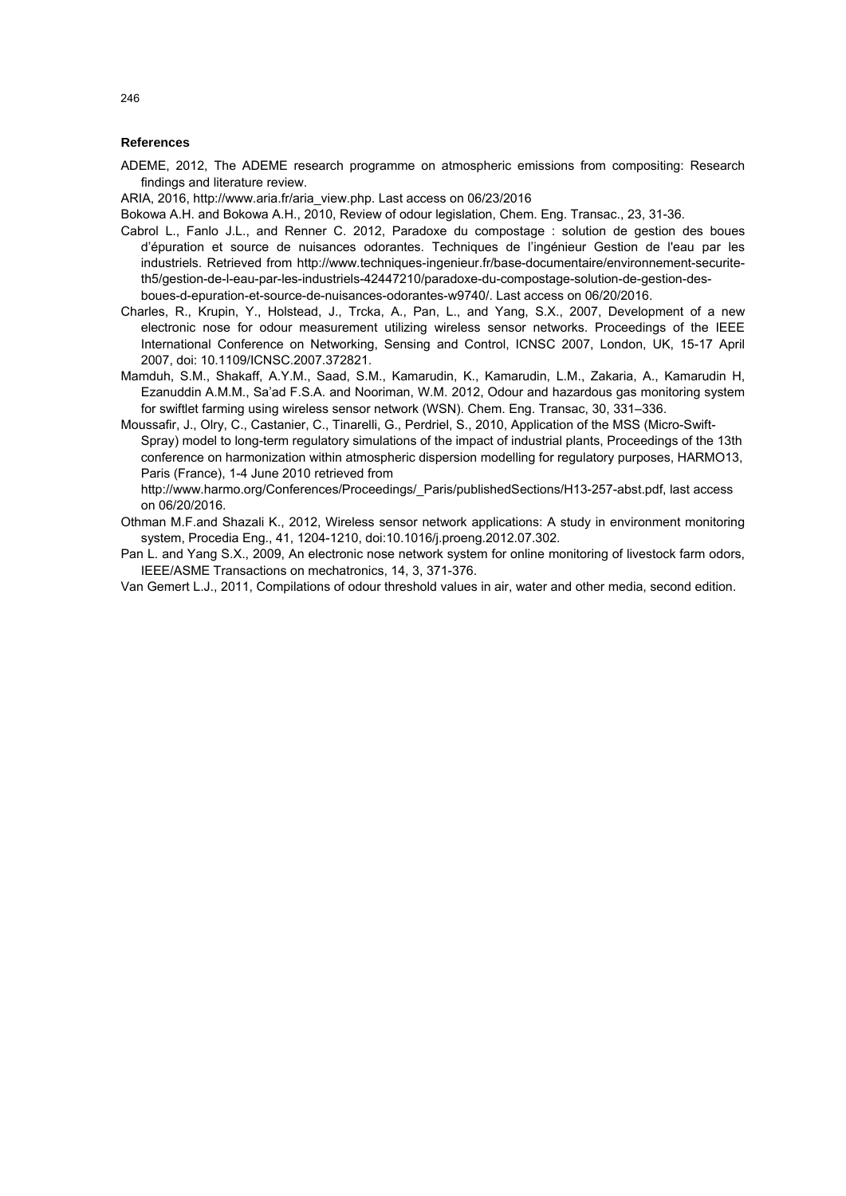## References

ADEME, 2012, The ADEME research programme on atmospheric emissions from compositing: Research findings and literature review.

ARIA, 2016, http://www.aria.fr/aria_view.php. Last access on 06/23/2016

Bokowa A.H. and Bokowa A.H., 2010, Review of odour legislation, Chem. Eng. Transac., 23, 31-36.

Cabrol L., Fanlo J.L., and Renner C. 2012, Paradoxe du compostage : solution de gestion des boues d'épuration et source de nuisances odorantes. Techniques de l'ingénieur Gestion de l'eau par les industriels. Retrieved from http://www.techniques-ingenieur.fr/base-documentaire/environnement-securite-th5/gestion-de-l-eau-par-les-industriels-42447210/paradoxe-du-compostage-solution-de-gestion-des-boues-d-epuration-et-source-de-nuisances-odorantes-w9740/. Last access on 06/20/2016.

Charles, R., Krupin, Y., Holstead, J., Trcka, A., Pan, L., and Yang, S.X., 2007, Development of a new electronic nose for odour measurement utilizing wireless sensor networks. Proceedings of the IEEE International Conference on Networking, Sensing and Control, ICNSC 2007, London, UK, 15-17 April 2007, doi: 10.1109/ICNSC.2007.372821.

Mamduh, S.M., Shakaff, A.Y.M., Saad, S.M., Kamarudin, K., Kamarudin, L.M., Zakaria, A., Kamarudin H, Ezanuddin A.M.M., Sa'ad F.S.A. and Nooriman, W.M. 2012, Odour and hazardous gas monitoring system for swiftlet farming using wireless sensor network (WSN). Chem. Eng. Transac, 30, 331–336.

Moussafir, J., Olry, C., Castanier, C., Tinarelli, G., Perdriel, S., 2010, Application of the MSS (Micro-Swift-Spray) model to long-term regulatory simulations of the impact of industrial plants, Proceedings of the 13th conference on harmonization within atmospheric dispersion modelling for regulatory purposes, HARMO13, Paris (France), 1-4 June 2010 retrieved from http://www.harmo.org/Conferences/Proceedings/_Paris/publishedSections/H13-257-abst.pdf, last access on 06/20/2016.

Othman M.F.and Shazali K., 2012, Wireless sensor network applications: A study in environment monitoring system, Procedia Eng., 41, 1204-1210, doi:10.1016/j.proeng.2012.07.302.

Pan L. and Yang S.X., 2009, An electronic nose network system for online monitoring of livestock farm odors, IEEE/ASME Transactions on mechatronics, 14, 3, 371-376.

Van Gemert L.J., 2011, Compilations of odour threshold values in air, water and other media, second edition.